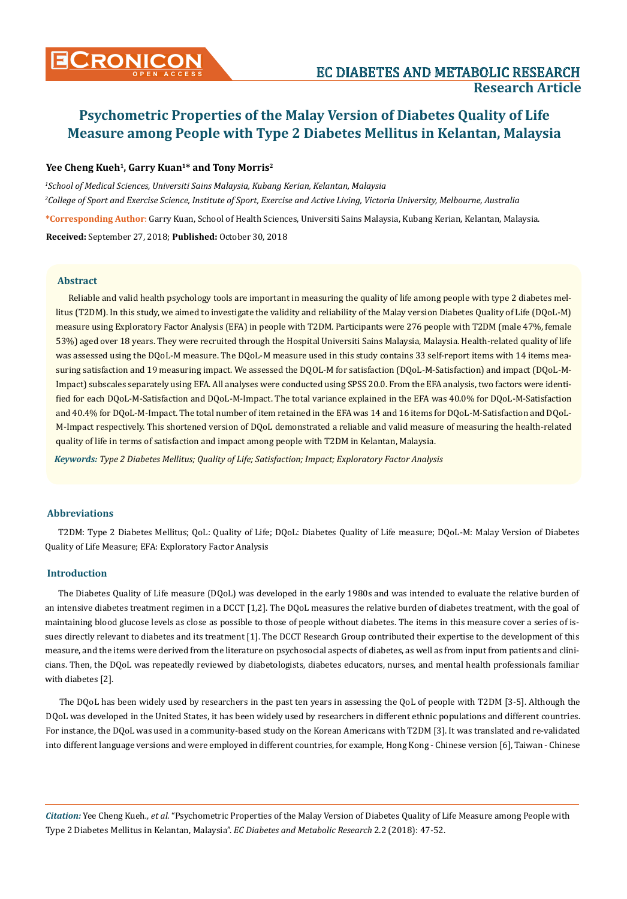# Psychometric Properties of the Malay Version of Diabetes Quality of Life Measure among People with Type 2 Diabetes Mellitus in Kelantan, Malaysia

**Yee Cheng Kueh[1], Garry Kuan[1]* and Tony Morris[2]**

*[1]School of Medical Sciences, Universiti Sains Malaysia, Kubang Kerian, Kelantan, Malaysia*

*[2]College of Sport and Exercise Science, Institute of Sport, Exercise and Active Living, Victoria University, Melbourne, Australia*

**\*Corresponding Author:** Garry Kuan, School of Health Sciences, Universiti Sains Malaysia, Kubang Kerian, Kelantan, Malaysia.

**Received:** September 27, 2018; **Published:** October 30, 2018

## Abstract

Reliable and valid health psychology tools are important in measuring the quality of life among people with type 2 diabetes mellitus (T2DM). In this study, we aimed to investigate the validity and reliability of the Malay version Diabetes Quality of Life (DQoL-M) measure using Exploratory Factor Analysis (EFA) in people with T2DM. Participants were 276 people with T2DM (male 47%, female 53%) aged over 18 years. They were recruited through the Hospital Universiti Sains Malaysia, Malaysia. Health-related quality of life was assessed using the DQoL-M measure. The DQoL-M measure used in this study contains 33 self-report items with 14 items measuring satisfaction and 19 measuring impact. We assessed the DQOL-M for satisfaction (DQoL-M-Satisfaction) and impact (DQoL-M-Impact) subscales separately using EFA. All analyses were conducted using SPSS 20.0. From the EFA analysis, two factors were identified for each DQoL-M-Satisfaction and DQoL-M-Impact. The total variance explained in the EFA was 40.0% for DQoL-M-Satisfaction and 40.4% for DQoL-M-Impact. The total number of item retained in the EFA was 14 and 16 items for DQoL-M-Satisfaction and DQoL-M-Impact respectively. This shortened version of DQoL demonstrated a reliable and valid measure of measuring the health-related quality of life in terms of satisfaction and impact among people with T2DM in Kelantan, Malaysia.

***Keywords:*** *Type 2 Diabetes Mellitus; Quality of Life; Satisfaction; Impact; Exploratory Factor Analysis*

## Abbreviations

T2DM: Type 2 Diabetes Mellitus; QoL: Quality of Life; DQoL: Diabetes Quality of Life measure; DQoL-M: Malay Version of Diabetes Quality of Life Measure; EFA: Exploratory Factor Analysis

## Introduction

The Diabetes Quality of Life measure (DQoL) was developed in the early 1980s and was intended to evaluate the relative burden of an intensive diabetes treatment regimen in a DCCT [1,2]. The DQoL measures the relative burden of diabetes treatment, with the goal of maintaining blood glucose levels as close as possible to those of people without diabetes. The items in this measure cover a series of issues directly relevant to diabetes and its treatment [1]. The DCCT Research Group contributed their expertise to the development of this measure, and the items were derived from the literature on psychosocial aspects of diabetes, as well as from input from patients and clinicians. Then, the DQoL was repeatedly reviewed by diabetologists, diabetes educators, nurses, and mental health professionals familiar with diabetes [2].

The DQoL has been widely used by researchers in the past ten years in assessing the QoL of people with T2DM [3-5]. Although the DQoL was developed in the United States, it has been widely used by researchers in different ethnic populations and different countries. For instance, the DQoL was used in a community-based study on the Korean Americans with T2DM [3]. It was translated and re-validated into different language versions and were employed in different countries, for example, Hong Kong - Chinese version [6], Taiwan - Chinese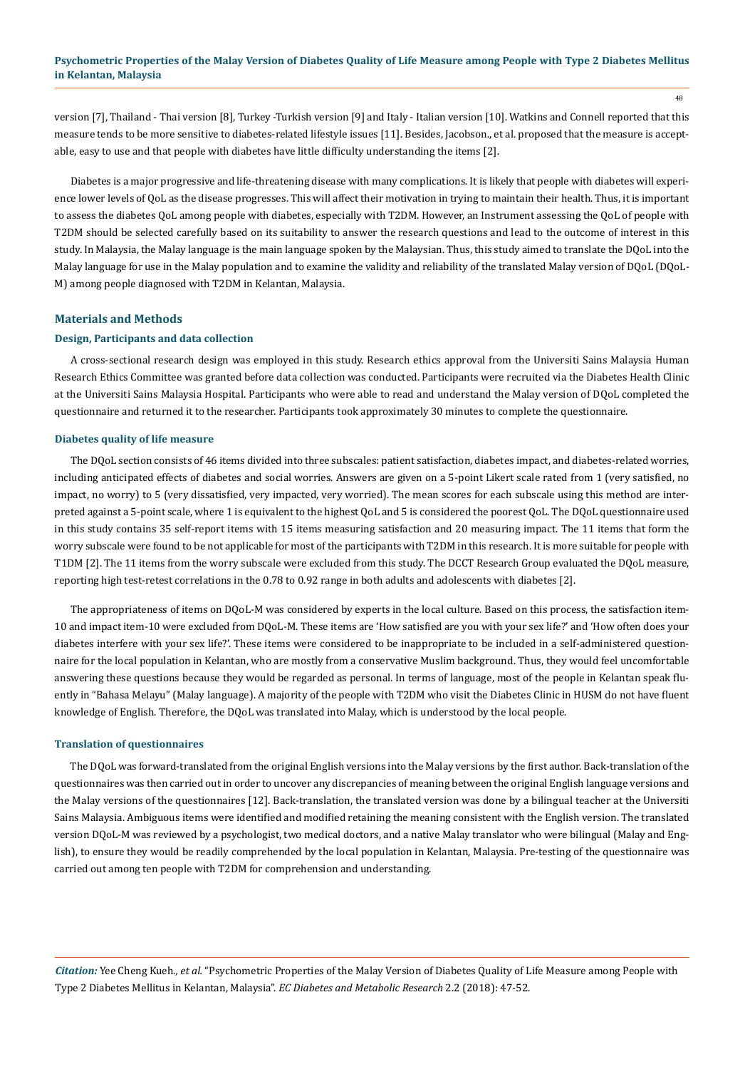version [7], Thailand - Thai version [8], Turkey -Turkish version [9] and Italy - Italian version [10]. Watkins and Connell reported that this measure tends to be more sensitive to diabetes-related lifestyle issues [11]. Besides, Jacobson., et al. proposed that the measure is acceptable, easy to use and that people with diabetes have little difficulty understanding the items [2].

Diabetes is a major progressive and life-threatening disease with many complications. It is likely that people with diabetes will experience lower levels of QoL as the disease progresses. This will affect their motivation in trying to maintain their health. Thus, it is important to assess the diabetes QoL among people with diabetes, especially with T2DM. However, an Instrument assessing the QoL of people with T2DM should be selected carefully based on its suitability to answer the research questions and lead to the outcome of interest in this study. In Malaysia, the Malay language is the main language spoken by the Malaysian. Thus, this study aimed to translate the DQoL into the Malay language for use in the Malay population and to examine the validity and reliability of the translated Malay version of DQoL (DQoL-M) among people diagnosed with T2DM in Kelantan, Malaysia.

## Materials and Methods

### Design, Participants and data collection

A cross-sectional research design was employed in this study. Research ethics approval from the Universiti Sains Malaysia Human Research Ethics Committee was granted before data collection was conducted. Participants were recruited via the Diabetes Health Clinic at the Universiti Sains Malaysia Hospital. Participants who were able to read and understand the Malay version of DQoL completed the questionnaire and returned it to the researcher. Participants took approximately 30 minutes to complete the questionnaire.

### Diabetes quality of life measure

The DQoL section consists of 46 items divided into three subscales: patient satisfaction, diabetes impact, and diabetes-related worries, including anticipated effects of diabetes and social worries. Answers are given on a 5-point Likert scale rated from 1 (very satisfied, no impact, no worry) to 5 (very dissatisfied, very impacted, very worried). The mean scores for each subscale using this method are interpreted against a 5-point scale, where 1 is equivalent to the highest QoL and 5 is considered the poorest QoL. The DQoL questionnaire used in this study contains 35 self-report items with 15 items measuring satisfaction and 20 measuring impact. The 11 items that form the worry subscale were found to be not applicable for most of the participants with T2DM in this research. It is more suitable for people with T1DM [2]. The 11 items from the worry subscale were excluded from this study. The DCCT Research Group evaluated the DQoL measure, reporting high test-retest correlations in the 0.78 to 0.92 range in both adults and adolescents with diabetes [2].

The appropriateness of items on DQoL-M was considered by experts in the local culture. Based on this process, the satisfaction item-10 and impact item-10 were excluded from DQoL-M. These items are 'How satisfied are you with your sex life?' and 'How often does your diabetes interfere with your sex life?'. These items were considered to be inappropriate to be included in a self-administered questionnaire for the local population in Kelantan, who are mostly from a conservative Muslim background. Thus, they would feel uncomfortable answering these questions because they would be regarded as personal. In terms of language, most of the people in Kelantan speak fluently in "Bahasa Melayu" (Malay language). A majority of the people with T2DM who visit the Diabetes Clinic in HUSM do not have fluent knowledge of English. Therefore, the DQoL was translated into Malay, which is understood by the local people.

### Translation of questionnaires

The DQoL was forward-translated from the original English versions into the Malay versions by the first author. Back-translation of the questionnaires was then carried out in order to uncover any discrepancies of meaning between the original English language versions and the Malay versions of the questionnaires [12]. Back-translation, the translated version was done by a bilingual teacher at the Universiti Sains Malaysia. Ambiguous items were identified and modified retaining the meaning consistent with the English version. The translated version DQoL-M was reviewed by a psychologist, two medical doctors, and a native Malay translator who were bilingual (Malay and English), to ensure they would be readily comprehended by the local population in Kelantan, Malaysia. Pre-testing of the questionnaire was carried out among ten people with T2DM for comprehension and understanding.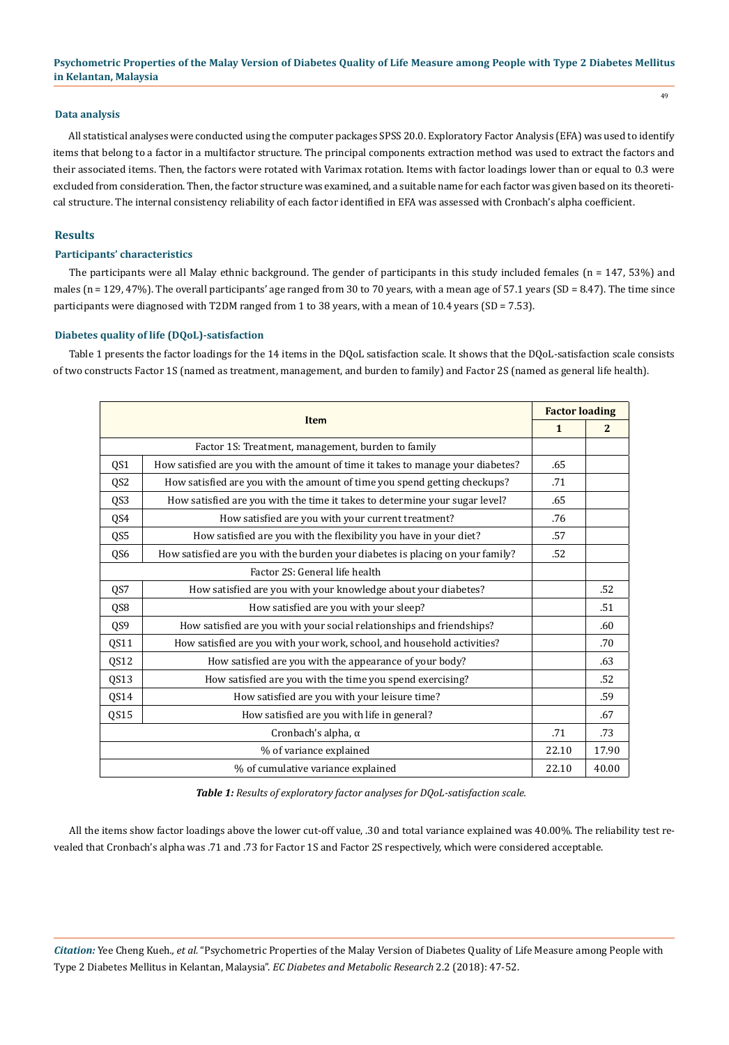### Data analysis

All statistical analyses were conducted using the computer packages SPSS 20.0. Exploratory Factor Analysis (EFA) was used to identify items that belong to a factor in a multifactor structure. The principal components extraction method was used to extract the factors and their associated items. Then, the factors were rotated with Varimax rotation. Items with factor loadings lower than or equal to 0.3 were excluded from consideration. Then, the factor structure was examined, and a suitable name for each factor was given based on its theoretical structure. The internal consistency reliability of each factor identified in EFA was assessed with Cronbach's alpha coefficient.

## Results

### Participants' characteristics

The participants were all Malay ethnic background. The gender of participants in this study included females (n = 147, 53%) and males (n = 129, 47%). The overall participants' age ranged from 30 to 70 years, with a mean age of 57.1 years (SD = 8.47). The time since participants were diagnosed with T2DM ranged from 1 to 38 years, with a mean of 10.4 years (SD = 7.53).

### Diabetes quality of life (DQoL)-satisfaction

Table 1 presents the factor loadings for the 14 items in the DQoL satisfaction scale. It shows that the DQoL-satisfaction scale consists of two constructs Factor 1S (named as treatment, management, and burden to family) and Factor 2S (named as general life health).

| Item | | Factor loading | |
|---|---|---|---|
| | | 1 | 2 |
| Factor 1S: Treatment, management, burden to family | | | |
| QS1 | How satisfied are you with the amount of time it takes to manage your diabetes? | .65 | |
| QS2 | How satisfied are you with the amount of time you spend getting checkups? | .71 | |
| QS3 | How satisfied are you with the time it takes to determine your sugar level? | .65 | |
| QS4 | How satisfied are you with your current treatment? | .76 | |
| QS5 | How satisfied are you with the flexibility you have in your diet? | .57 | |
| QS6 | How satisfied are you with the burden your diabetes is placing on your family? | .52 | |
| Factor 2S: General life health | | | |
| QS7 | How satisfied are you with your knowledge about your diabetes? | | .52 |
| QS8 | How satisfied are you with your sleep? | | .51 |
| QS9 | How satisfied are you with your social relationships and friendships? | | .60 |
| QS11 | How satisfied are you with your work, school, and household activities? | | .70 |
| QS12 | How satisfied are you with the appearance of your body? | | .63 |
| QS13 | How satisfied are you with the time you spend exercising? | | .52 |
| QS14 | How satisfied are you with your leisure time? | | .59 |
| QS15 | How satisfied are you with life in general? | | .67 |
| Cronbach's alpha, α | | .71 | .73 |
| % of variance explained | | 22.10 | 17.90 |
| % of cumulative variance explained | | 22.10 | 40.00 |

***Table 1:*** *Results of exploratory factor analyses for DQoL-satisfaction scale.*

All the items show factor loadings above the lower cut-off value, .30 and total variance explained was 40.00%. The reliability test revealed that Cronbach's alpha was .71 and .73 for Factor 1S and Factor 2S respectively, which were considered acceptable.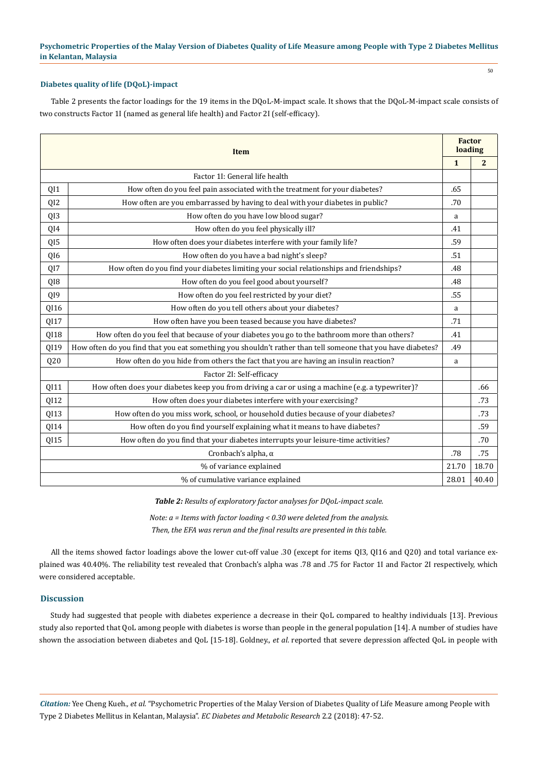### Diabetes quality of life (DQoL)-impact

Table 2 presents the factor loadings for the 19 items in the DQoL-M-impact scale. It shows that the DQoL-M-impact scale consists of two constructs Factor 1I (named as general life health) and Factor 2I (self-efficacy).

| | Item | Factor loading | |
|---|---|---|---|
| | | 1 | 2 |
| | Factor 1I: General life health | | |
| QI1 | How often do you feel pain associated with the treatment for your diabetes? | .65 | |
| QI2 | How often are you embarrassed by having to deal with your diabetes in public? | .70 | |
| QI3 | How often do you have low blood sugar? | a | |
| QI4 | How often do you feel physically ill? | .41 | |
| QI5 | How often does your diabetes interfere with your family life? | .59 | |
| QI6 | How often do you have a bad night's sleep? | .51 | |
| QI7 | How often do you find your diabetes limiting your social relationships and friendships? | .48 | |
| QI8 | How often do you feel good about yourself? | .48 | |
| QI9 | How often do you feel restricted by your diet? | .55 | |
| QI16 | How often do you tell others about your diabetes? | a | |
| QI17 | How often have you been teased because you have diabetes? | .71 | |
| QI18 | How often do you feel that because of your diabetes you go to the bathroom more than others? | .41 | |
| QI19 | How often do you find that you eat something you shouldn't rather than tell someone that you have diabetes? | .49 | |
| Q20 | How often do you hide from others the fact that you are having an insulin reaction? | a | |
| | Factor 2I: Self-efficacy | | |
| QI11 | How often does your diabetes keep you from driving a car or using a machine (e.g. a typewriter)? | | .66 |
| QI12 | How often does your diabetes interfere with your exercising? | | .73 |
| QI13 | How often do you miss work, school, or household duties because of your diabetes? | | .73 |
| QI14 | How often do you find yourself explaining what it means to have diabetes? | | .59 |
| QI15 | How often do you find that your diabetes interrupts your leisure-time activities? | | .70 |
| | Cronbach's alpha, α | .78 | .75 |
| | % of variance explained | 21.70 | 18.70 |
| | % of cumulative variance explained | 28.01 | 40.40 |

***Table 2:** Results of exploratory factor analyses for DQoL-impact scale.*

*Note: a = Items with factor loading < 0.30 were deleted from the analysis. Then, the EFA was rerun and the final results are presented in this table.*

All the items showed factor loadings above the lower cut-off value .30 (except for items QI3, QI16 and Q20) and total variance explained was 40.40%. The reliability test revealed that Cronbach's alpha was .78 and .75 for Factor 1I and Factor 2I respectively, which were considered acceptable.

## Discussion

Study had suggested that people with diabetes experience a decrease in their QoL compared to healthy individuals [13]. Previous study also reported that QoL among people with diabetes is worse than people in the general population [14]. A number of studies have shown the association between diabetes and QoL [15-18]. Goldney., *et al.* reported that severe depression affected QoL in people with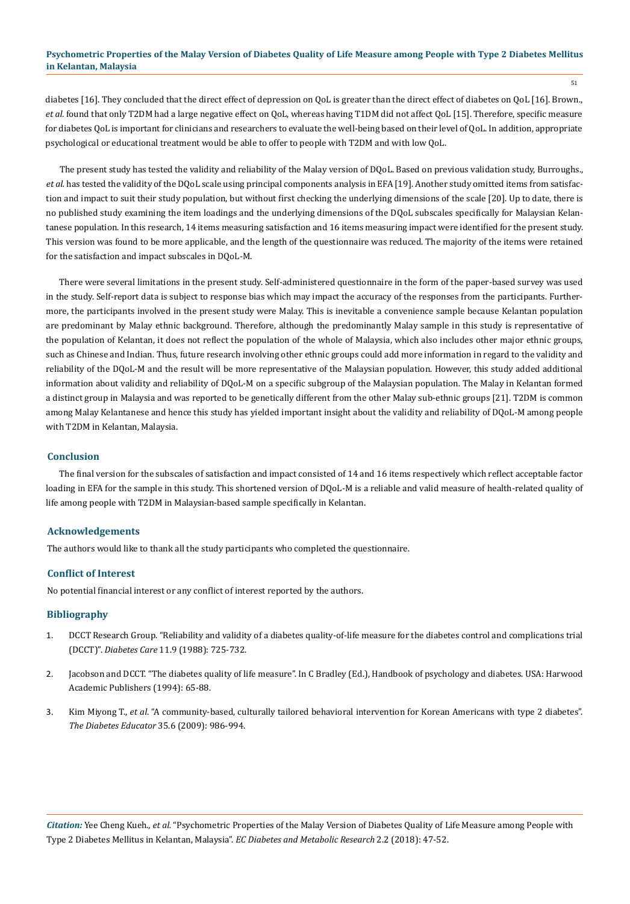diabetes [16]. They concluded that the direct effect of depression on QoL is greater than the direct effect of diabetes on QoL [16]. Brown., *et al.* found that only T2DM had a large negative effect on QoL, whereas having T1DM did not affect QoL [15]. Therefore, specific measure for diabetes QoL is important for clinicians and researchers to evaluate the well-being based on their level of QoL. In addition, appropriate psychological or educational treatment would be able to offer to people with T2DM and with low QoL.

The present study has tested the validity and reliability of the Malay version of DQoL. Based on previous validation study, Burroughs., *et al.* has tested the validity of the DQoL scale using principal components analysis in EFA [19]. Another study omitted items from satisfaction and impact to suit their study population, but without first checking the underlying dimensions of the scale [20]. Up to date, there is no published study examining the item loadings and the underlying dimensions of the DQoL subscales specifically for Malaysian Kelantanese population. In this research, 14 items measuring satisfaction and 16 items measuring impact were identified for the present study. This version was found to be more applicable, and the length of the questionnaire was reduced. The majority of the items were retained for the satisfaction and impact subscales in DQoL-M.

There were several limitations in the present study. Self-administered questionnaire in the form of the paper-based survey was used in the study. Self-report data is subject to response bias which may impact the accuracy of the responses from the participants. Furthermore, the participants involved in the present study were Malay. This is inevitable a convenience sample because Kelantan population are predominant by Malay ethnic background. Therefore, although the predominantly Malay sample in this study is representative of the population of Kelantan, it does not reflect the population of the whole of Malaysia, which also includes other major ethnic groups, such as Chinese and Indian. Thus, future research involving other ethnic groups could add more information in regard to the validity and reliability of the DQoL-M and the result will be more representative of the Malaysian population. However, this study added additional information about validity and reliability of DQoL-M on a specific subgroup of the Malaysian population. The Malay in Kelantan formed a distinct group in Malaysia and was reported to be genetically different from the other Malay sub-ethnic groups [21]. T2DM is common among Malay Kelantanese and hence this study has yielded important insight about the validity and reliability of DQoL-M among people with T2DM in Kelantan, Malaysia.

## Conclusion

The final version for the subscales of satisfaction and impact consisted of 14 and 16 items respectively which reflect acceptable factor loading in EFA for the sample in this study. This shortened version of DQoL-M is a reliable and valid measure of health-related quality of life among people with T2DM in Malaysian-based sample specifically in Kelantan.

## Acknowledgements

The authors would like to thank all the study participants who completed the questionnaire.

## Conflict of Interest

No potential financial interest or any conflict of interest reported by the authors.

## Bibliography

1. DCCT Research Group. "Reliability and validity of a diabetes quality-of-life measure for the diabetes control and complications trial (DCCT)". *Diabetes Care* 11.9 (1988): 725-732.
2. Jacobson and DCCT. "The diabetes quality of life measure". In C Bradley (Ed.), Handbook of psychology and diabetes. USA: Harwood Academic Publishers (1994): 65-88.
3. Kim Miyong T., *et al*. "A community-based, culturally tailored behavioral intervention for Korean Americans with type 2 diabetes". *The Diabetes Educator* 35.6 (2009): 986-994.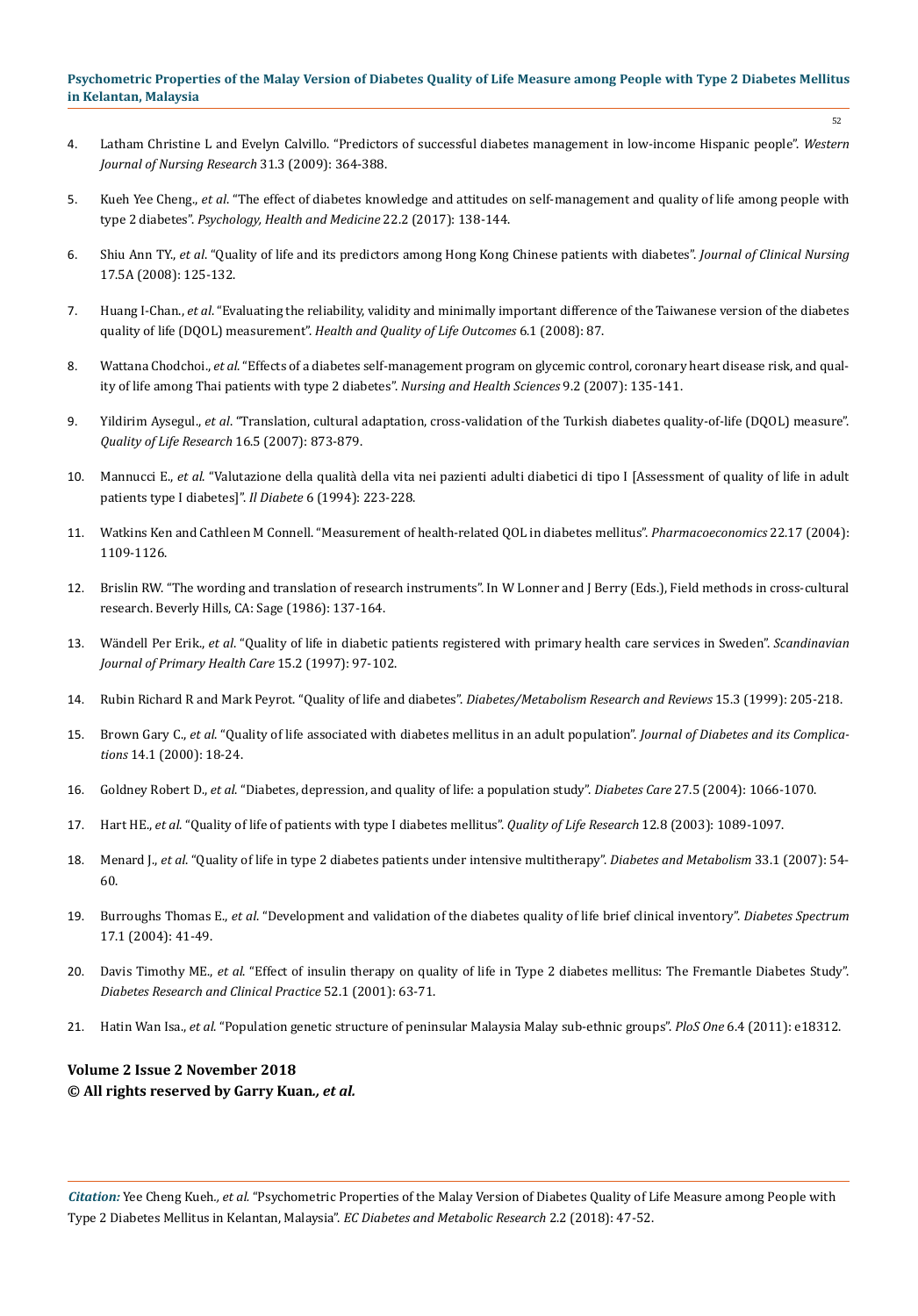4. Latham Christine L and Evelyn Calvillo. "Predictors of successful diabetes management in low-income Hispanic people". *Western Journal of Nursing Research* 31.3 (2009): 364-388.
5. Kueh Yee Cheng., *et al*. "The effect of diabetes knowledge and attitudes on self-management and quality of life among people with type 2 diabetes". *Psychology, Health and Medicine* 22.2 (2017): 138-144.
6. Shiu Ann TY., *et al*. "Quality of life and its predictors among Hong Kong Chinese patients with diabetes". *Journal of Clinical Nursing* 17.5A (2008): 125-132.
7. Huang I-Chan., *et al*. "Evaluating the reliability, validity and minimally important difference of the Taiwanese version of the diabetes quality of life (DQOL) measurement". *Health and Quality of Life Outcomes* 6.1 (2008): 87.
8. Wattana Chodchoi., *et al*. "Effects of a diabetes self-management program on glycemic control, coronary heart disease risk, and quality of life among Thai patients with type 2 diabetes". *Nursing and Health Sciences* 9.2 (2007): 135-141.
9. Yildirim Aysegul., *et al*. "Translation, cultural adaptation, cross-validation of the Turkish diabetes quality-of-life (DQOL) measure". *Quality of Life Research* 16.5 (2007): 873-879.
10. Mannucci E., *et al*. "Valutazione della qualità della vita nei pazienti adulti diabetici di tipo I [Assessment of quality of life in adult patients type I diabetes]". *Il Diabete* 6 (1994): 223-228.
11. Watkins Ken and Cathleen M Connell. "Measurement of health-related QOL in diabetes mellitus". *Pharmacoeconomics* 22.17 (2004): 1109-1126.
12. Brislin RW. "The wording and translation of research instruments". In W Lonner and J Berry (Eds.), Field methods in cross-cultural research. Beverly Hills, CA: Sage (1986): 137-164.
13. Wändell Per Erik., *et al*. "Quality of life in diabetic patients registered with primary health care services in Sweden". *Scandinavian Journal of Primary Health Care* 15.2 (1997): 97-102.
14. Rubin Richard R and Mark Peyrot. "Quality of life and diabetes". *Diabetes/Metabolism Research and Reviews* 15.3 (1999): 205-218.
15. Brown Gary C., *et al*. "Quality of life associated with diabetes mellitus in an adult population". *Journal of Diabetes and its Complications* 14.1 (2000): 18-24.
16. Goldney Robert D., *et al*. "Diabetes, depression, and quality of life: a population study". *Diabetes Care* 27.5 (2004): 1066-1070.
17. Hart HE., *et al*. "Quality of life of patients with type I diabetes mellitus". *Quality of Life Research* 12.8 (2003): 1089-1097.
18. Menard J., *et al*. "Quality of life in type 2 diabetes patients under intensive multitherapy". *Diabetes and Metabolism* 33.1 (2007): 54-60.
19. Burroughs Thomas E., *et al*. "Development and validation of the diabetes quality of life brief clinical inventory". *Diabetes Spectrum* 17.1 (2004): 41-49.
20. Davis Timothy ME., *et al*. "Effect of insulin therapy on quality of life in Type 2 diabetes mellitus: The Fremantle Diabetes Study". *Diabetes Research and Clinical Practice* 52.1 (2001): 63-71.
21. Hatin Wan Isa., *et al*. "Population genetic structure of peninsular Malaysia Malay sub-ethnic groups". *PloS One* 6.4 (2011): e18312.

**Volume 2 Issue 2 November 2018**
**© All rights reserved by Garry Kuan*., et al.***

***Citation:*** Yee Cheng Kueh*., et al.* "Psychometric Properties of the Malay Version of Diabetes Quality of Life Measure among People with Type 2 Diabetes Mellitus in Kelantan, Malaysia". *EC Diabetes and Metabolic Research* 2.2 (2018): 47-52.